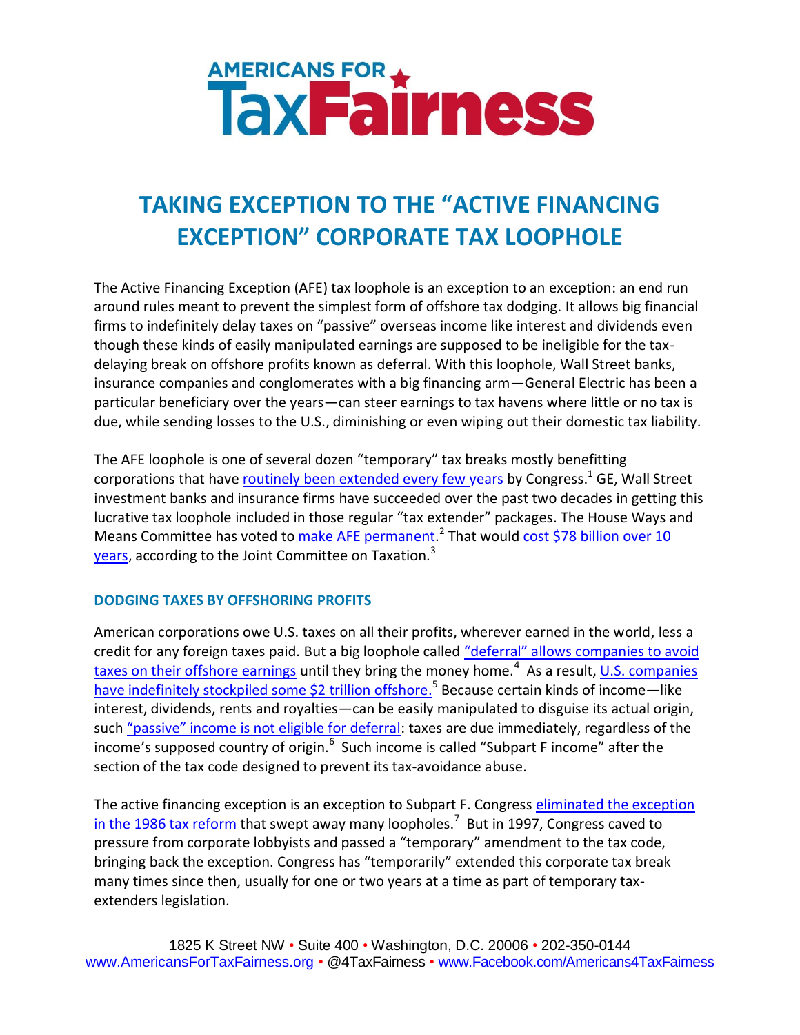AMERICANS FOR TaxFairness

# TAKING EXCEPTION TO THE "ACTIVE FINANCING EXCEPTION" CORPORATE TAX LOOPHOLE

The Active Financing Exception (AFE) tax loophole is an exception to an exception: an end run around rules meant to prevent the simplest form of offshore tax dodging. It allows big financial firms to indefinitely delay taxes on "passive" overseas income like interest and dividends even though these kinds of easily manipulated earnings are supposed to be ineligible for the tax-delaying break on offshore profits known as deferral. With this loophole, Wall Street banks, insurance companies and conglomerates with a big financing arm—General Electric has been a particular beneficiary over the years—can steer earnings to tax havens where little or no tax is due, while sending losses to the U.S., diminishing or even wiping out their domestic tax liability.

The AFE loophole is one of several dozen "temporary" tax breaks mostly benefitting corporations that have routinely been extended every few years by Congress.[1] GE, Wall Street investment banks and insurance firms have succeeded over the past two decades in getting this lucrative tax loophole included in those regular "tax extender" packages. The House Ways and Means Committee has voted to make AFE permanent.[2] That would cost $78 billion over 10 years, according to the Joint Committee on Taxation.[3]

### DODGING TAXES BY OFFSHORING PROFITS

American corporations owe U.S. taxes on all their profits, wherever earned in the world, less a credit for any foreign taxes paid. But a big loophole called "deferral" allows companies to avoid taxes on their offshore earnings until they bring the money home.[4] As a result, U.S. companies have indefinitely stockpiled some $2 trillion offshore.[5] Because certain kinds of income—like interest, dividends, rents and royalties—can be easily manipulated to disguise its actual origin, such "passive" income is not eligible for deferral: taxes are due immediately, regardless of the income's supposed country of origin.[6] Such income is called "Subpart F income" after the section of the tax code designed to prevent its tax-avoidance abuse.

The active financing exception is an exception to Subpart F. Congress eliminated the exception in the 1986 tax reform that swept away many loopholes.[7] But in 1997, Congress caved to pressure from corporate lobbyists and passed a "temporary" amendment to the tax code, bringing back the exception. Congress has "temporarily" extended this corporate tax break many times since then, usually for one or two years at a time as part of temporary tax-extenders legislation.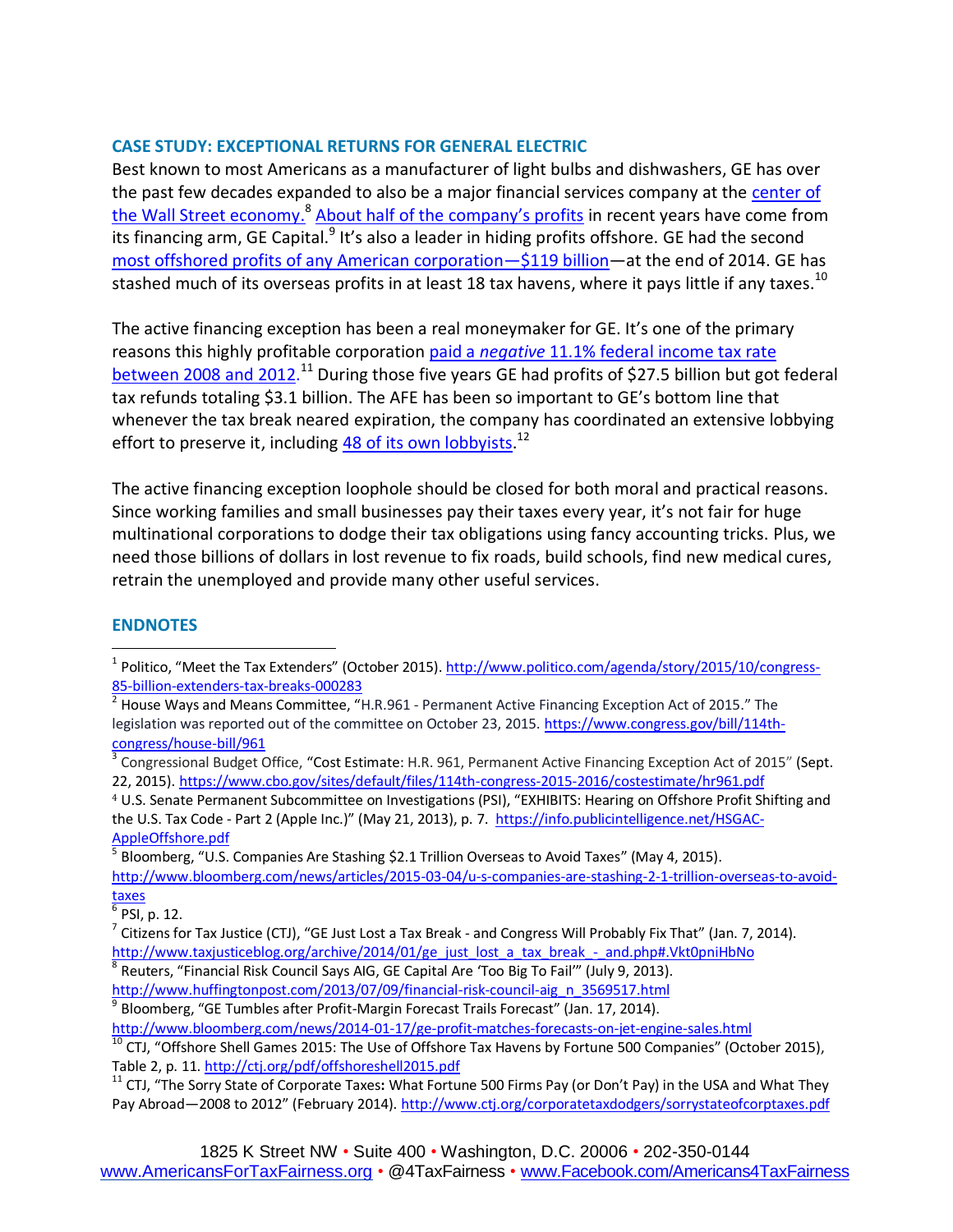## CASE STUDY: EXCEPTIONAL RETURNS FOR GENERAL ELECTRIC

Best known to most Americans as a manufacturer of light bulbs and dishwashers, GE has over the past few decades expanded to also be a major financial services company at the center of the Wall Street economy.[8] About half of the company's profits in recent years have come from its financing arm, GE Capital.[9] It's also a leader in hiding profits offshore. GE had the second most offshored profits of any American corporation—$119 billion—at the end of 2014. GE has stashed much of its overseas profits in at least 18 tax havens, where it pays little if any taxes.[10]

The active financing exception has been a real moneymaker for GE. It's one of the primary reasons this highly profitable corporation paid a *negative* 11.1% federal income tax rate between 2008 and 2012.[11] During those five years GE had profits of $27.5 billion but got federal tax refunds totaling $3.1 billion. The AFE has been so important to GE's bottom line that whenever the tax break neared expiration, the company has coordinated an extensive lobbying effort to preserve it, including 48 of its own lobbyists.[12]

The active financing exception loophole should be closed for both moral and practical reasons. Since working families and small businesses pay their taxes every year, it's not fair for huge multinational corporations to dodge their tax obligations using fancy accounting tricks. Plus, we need those billions of dollars in lost revenue to fix roads, build schools, find new medical cures, retrain the unemployed and provide many other useful services.

## ENDNOTES

[1] Politico, "Meet the Tax Extenders" (October 2015). http://www.politico.com/agenda/story/2015/10/congress-85-billion-extenders-tax-breaks-000283

[2] House Ways and Means Committee, "H.R.961 - Permanent Active Financing Exception Act of 2015." The legislation was reported out of the committee on October 23, 2015. https://www.congress.gov/bill/114th-congress/house-bill/961

[3] Congressional Budget Office, "Cost Estimate: H.R. 961, Permanent Active Financing Exception Act of 2015" (Sept. 22, 2015). https://www.cbo.gov/sites/default/files/114th-congress-2015-2016/costestimate/hr961.pdf

[4] U.S. Senate Permanent Subcommittee on Investigations (PSI), "EXHIBITS: Hearing on Offshore Profit Shifting and the U.S. Tax Code - Part 2 (Apple Inc.)" (May 21, 2013), p. 7. https://info.publicintelligence.net/HSGAC-AppleOffshore.pdf

[5] Bloomberg, "U.S. Companies Are Stashing $2.1 Trillion Overseas to Avoid Taxes" (May 4, 2015). http://www.bloomberg.com/news/articles/2015-03-04/u-s-companies-are-stashing-2-1-trillion-overseas-to-avoid-taxes

[6] PSI, p. 12.

[7] Citizens for Tax Justice (CTJ), "GE Just Lost a Tax Break - and Congress Will Probably Fix That" (Jan. 7, 2014). http://www.taxjusticeblog.org/archive/2014/01/ge_just_lost_a_tax_break_-_and.php#.Vkt0pniHbNo

[8] Reuters, "Financial Risk Council Says AIG, GE Capital Are 'Too Big To Fail'" (July 9, 2013). http://www.huffingtonpost.com/2013/07/09/financial-risk-council-aig_n_3569517.html

[9] Bloomberg, "GE Tumbles after Profit-Margin Forecast Trails Forecast" (Jan. 17, 2014). http://www.bloomberg.com/news/2014-01-17/ge-profit-matches-forecasts-on-jet-engine-sales.html

[10] CTJ, "Offshore Shell Games 2015: The Use of Offshore Tax Havens by Fortune 500 Companies" (October 2015), Table 2, p. 11. http://ctj.org/pdf/offshoreshell2015.pdf

[11] CTJ, "The Sorry State of Corporate Taxes: What Fortune 500 Firms Pay (or Don't Pay) in the USA and What They Pay Abroad—2008 to 2012" (February 2014). http://www.ctj.org/corporatetaxdodgers/sorrystateofcorptaxes.pdf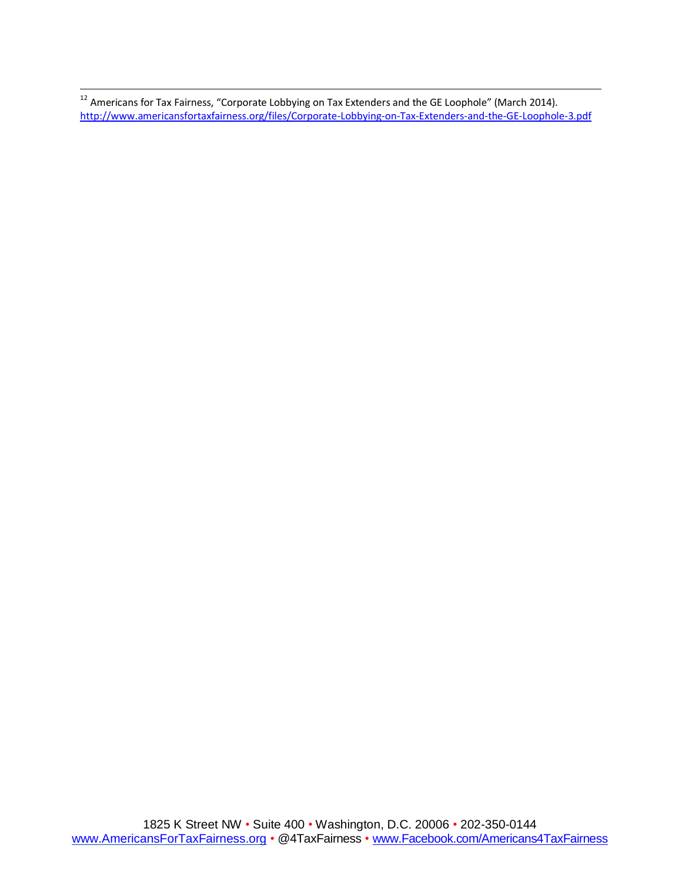[12] Americans for Tax Fairness, "Corporate Lobbying on Tax Extenders and the GE Loophole" (March 2014). http://www.americansfortaxfairness.org/files/Corporate-Lobbying-on-Tax-Extenders-and-the-GE-Loophole-3.pdf

1825 K Street NW • Suite 400 • Washington, D.C. 20006 • 202-350-0144
www.AmericansForTaxFairness.org • @4TaxFairness • www.Facebook.com/Americans4TaxFairness